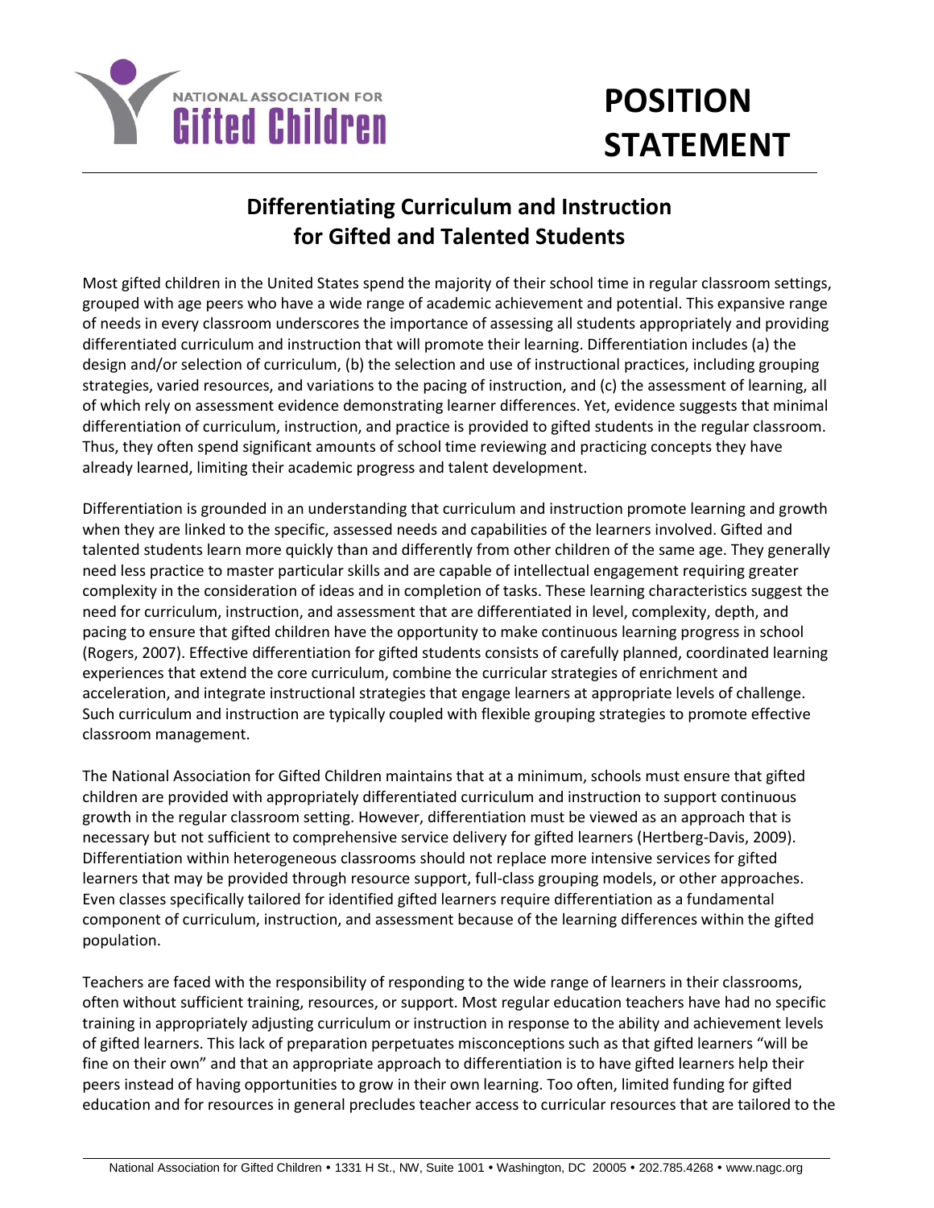NATIONAL ASSOCIATION FOR **Gifted Children**

# POSITION STATEMENT

## Differentiating Curriculum and Instruction for Gifted and Talented Students

Most gifted children in the United States spend the majority of their school time in regular classroom settings, grouped with age peers who have a wide range of academic achievement and potential. This expansive range of needs in every classroom underscores the importance of assessing all students appropriately and providing differentiated curriculum and instruction that will promote their learning. Differentiation includes (a) the design and/or selection of curriculum, (b) the selection and use of instructional practices, including grouping strategies, varied resources, and variations to the pacing of instruction, and (c) the assessment of learning, all of which rely on assessment evidence demonstrating learner differences. Yet, evidence suggests that minimal differentiation of curriculum, instruction, and practice is provided to gifted students in the regular classroom. Thus, they often spend significant amounts of school time reviewing and practicing concepts they have already learned, limiting their academic progress and talent development.

Differentiation is grounded in an understanding that curriculum and instruction promote learning and growth when they are linked to the specific, assessed needs and capabilities of the learners involved. Gifted and talented students learn more quickly than and differently from other children of the same age. They generally need less practice to master particular skills and are capable of intellectual engagement requiring greater complexity in the consideration of ideas and in completion of tasks. These learning characteristics suggest the need for curriculum, instruction, and assessment that are differentiated in level, complexity, depth, and pacing to ensure that gifted children have the opportunity to make continuous learning progress in school (Rogers, 2007). Effective differentiation for gifted students consists of carefully planned, coordinated learning experiences that extend the core curriculum, combine the curricular strategies of enrichment and acceleration, and integrate instructional strategies that engage learners at appropriate levels of challenge. Such curriculum and instruction are typically coupled with flexible grouping strategies to promote effective classroom management.

The National Association for Gifted Children maintains that at a minimum, schools must ensure that gifted children are provided with appropriately differentiated curriculum and instruction to support continuous growth in the regular classroom setting. However, differentiation must be viewed as an approach that is necessary but not sufficient to comprehensive service delivery for gifted learners (Hertberg-Davis, 2009). Differentiation within heterogeneous classrooms should not replace more intensive services for gifted learners that may be provided through resource support, full-class grouping models, or other approaches. Even classes specifically tailored for identified gifted learners require differentiation as a fundamental component of curriculum, instruction, and assessment because of the learning differences within the gifted population.

Teachers are faced with the responsibility of responding to the wide range of learners in their classrooms, often without sufficient training, resources, or support. Most regular education teachers have had no specific training in appropriately adjusting curriculum or instruction in response to the ability and achievement levels of gifted learners. This lack of preparation perpetuates misconceptions such as that gifted learners "will be fine on their own" and that an appropriate approach to differentiation is to have gifted learners help their peers instead of having opportunities to grow in their own learning. Too often, limited funding for gifted education and for resources in general precludes teacher access to curricular resources that are tailored to the

National Association for Gifted Children • 1331 H St., NW, Suite 1001 • Washington, DC 20005 • 202.785.4268 • www.nagc.org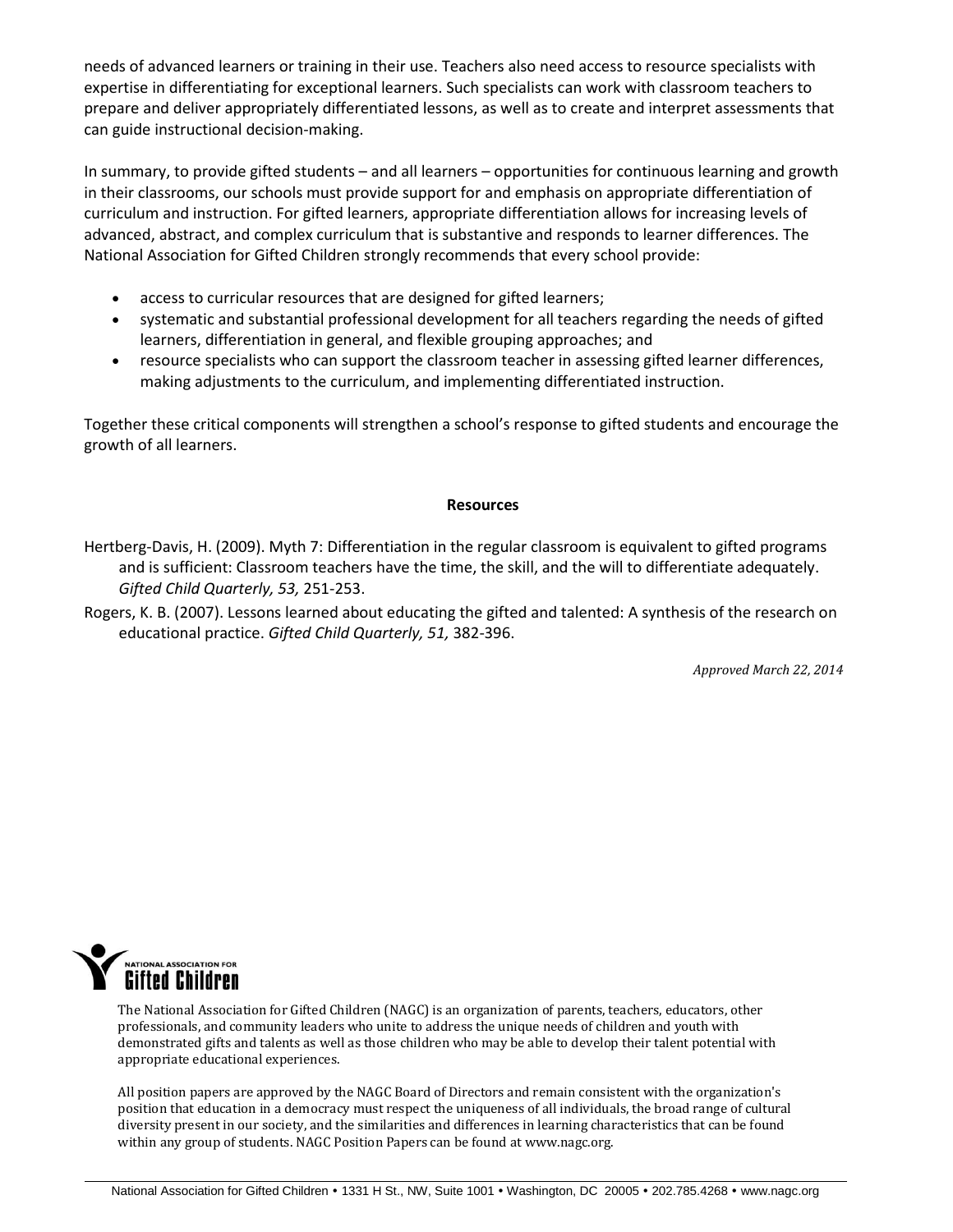needs of advanced learners or training in their use. Teachers also need access to resource specialists with expertise in differentiating for exceptional learners. Such specialists can work with classroom teachers to prepare and deliver appropriately differentiated lessons, as well as to create and interpret assessments that can guide instructional decision-making.

In summary, to provide gifted students – and all learners – opportunities for continuous learning and growth in their classrooms, our schools must provide support for and emphasis on appropriate differentiation of curriculum and instruction. For gifted learners, appropriate differentiation allows for increasing levels of advanced, abstract, and complex curriculum that is substantive and responds to learner differences. The National Association for Gifted Children strongly recommends that every school provide:

- access to curricular resources that are designed for gifted learners;
- systematic and substantial professional development for all teachers regarding the needs of gifted learners, differentiation in general, and flexible grouping approaches; and
- resource specialists who can support the classroom teacher in assessing gifted learner differences, making adjustments to the curriculum, and implementing differentiated instruction.

Together these critical components will strengthen a school's response to gifted students and encourage the growth of all learners.

**Resources**

Hertberg-Davis, H. (2009). Myth 7: Differentiation in the regular classroom is equivalent to gifted programs and is sufficient: Classroom teachers have the time, the skill, and the will to differentiate adequately. *Gifted Child Quarterly, 53,* 251-253.

Rogers, K. B. (2007). Lessons learned about educating the gifted and talented: A synthesis of the research on educational practice. *Gifted Child Quarterly, 51,* 382-396.

*Approved March 22, 2014*

NATIONAL ASSOCIATION FOR **Gifted Children**

The National Association for Gifted Children (NAGC) is an organization of parents, teachers, educators, other professionals, and community leaders who unite to address the unique needs of children and youth with demonstrated gifts and talents as well as those children who may be able to develop their talent potential with appropriate educational experiences.

All position papers are approved by the NAGC Board of Directors and remain consistent with the organization's position that education in a democracy must respect the uniqueness of all individuals, the broad range of cultural diversity present in our society, and the similarities and differences in learning characteristics that can be found within any group of students. NAGC Position Papers can be found at www.nagc.org.